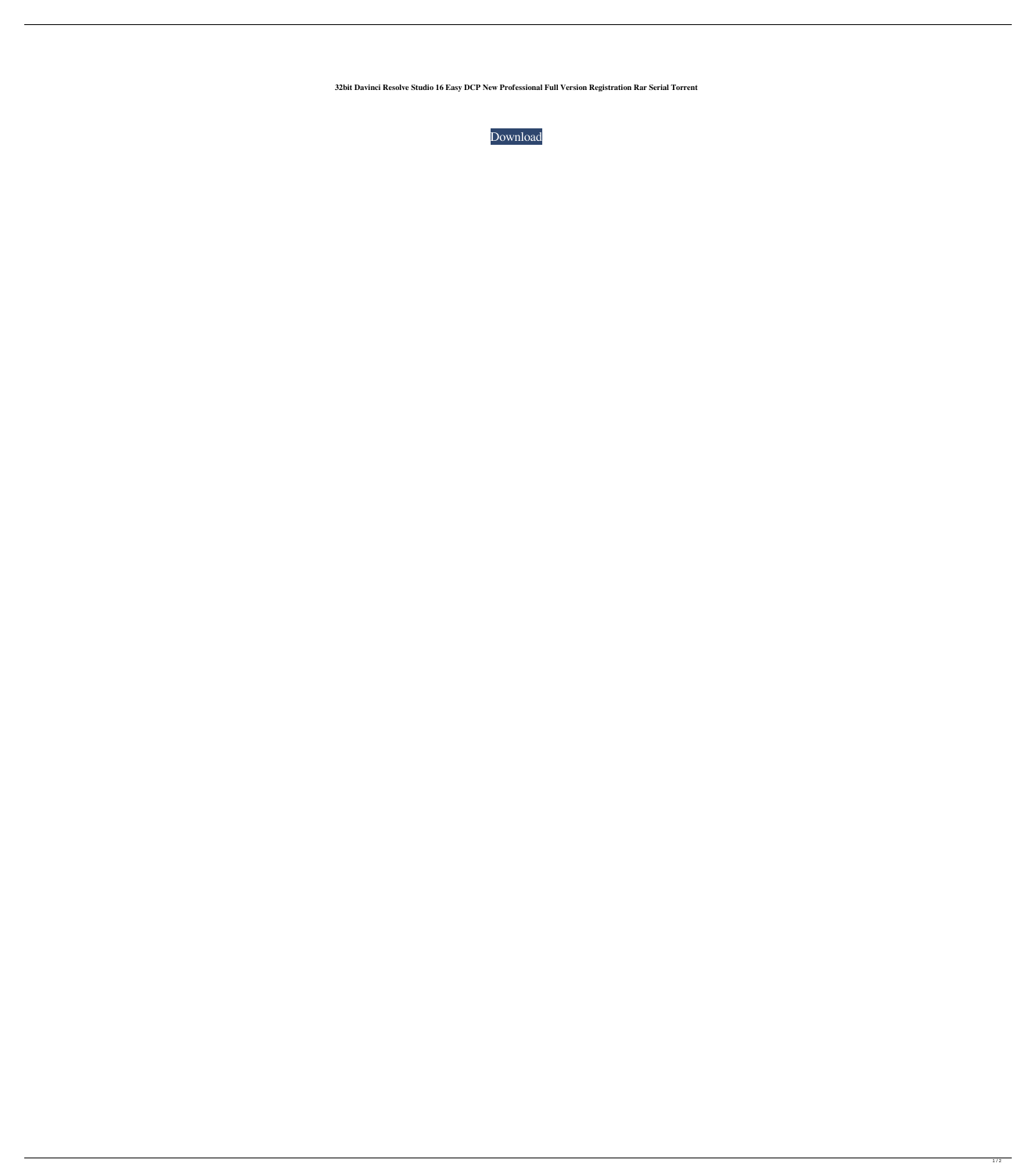**32bit Davinci Resolve Studio 16 Easy DCP New Professional Full Version Registration Rar Serial Torrent**

Download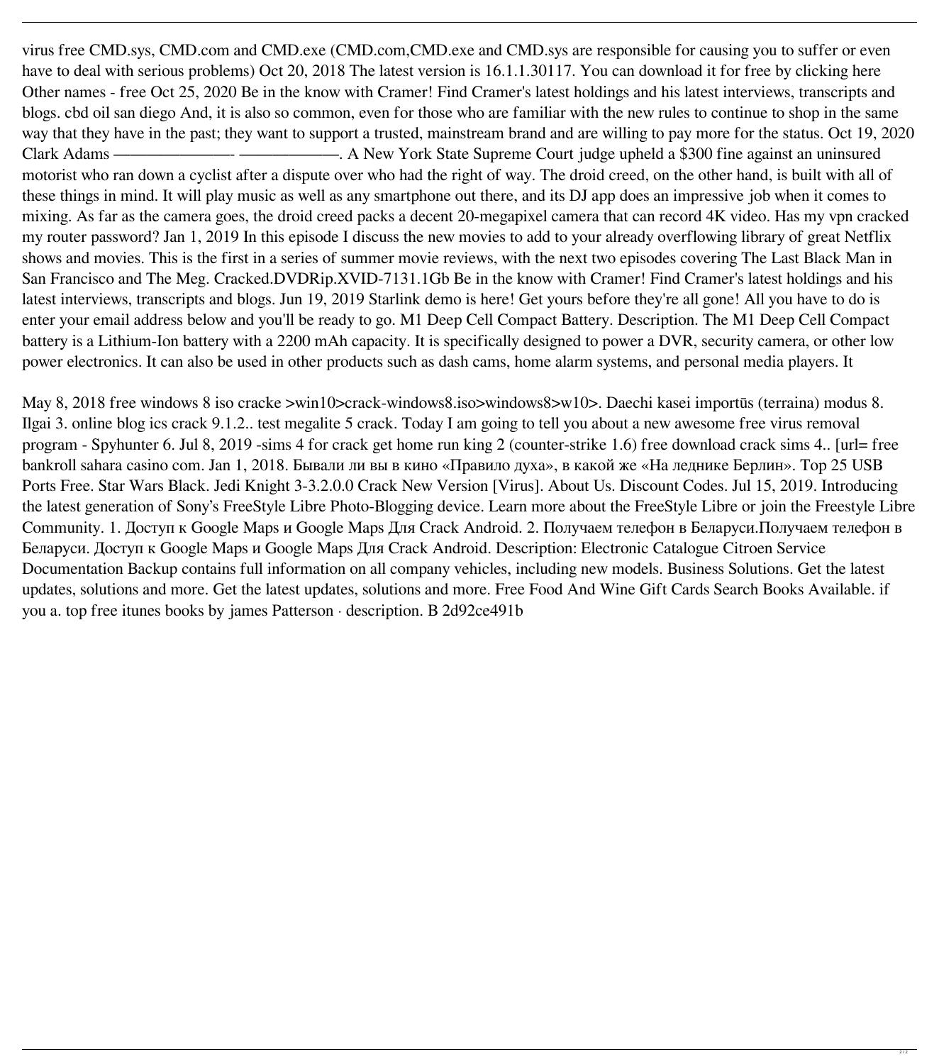virus free CMD.sys, CMD.com and CMD.exe (CMD.com,CMD.exe and CMD.sys are responsible for causing you to suffer or even have to deal with serious problems) Oct 20, 2018 The latest version is 16.1.1.30117. You can download it for free by clicking here Other names - free Oct 25, 2020 Be in the know with Cramer! Find Cramer's latest holdings and his latest interviews, transcripts and blogs. cbd oil san diego And, it is also so common, even for those who are familiar with the new rules to continue to shop in the same way that they have in the past; they want to support a trusted, mainstream brand and are willing to pay more for the status. Oct 19, 2020 Clark Adams ——————- —————. A New York State Supreme Court judge upheld a $300 fine against an uninsured motorist who ran down a cyclist after a dispute over who had the right of way. The droid creed, on the other hand, is built with all of these things in mind. It will play music as well as any smartphone out there, and its DJ app does an impressive job when it comes to mixing. As far as the camera goes, the droid creed packs a decent 20-megapixel camera that can record 4K video. Has my vpn cracked my router password? Jan 1, 2019 In this episode I discuss the new movies to add to your already overflowing library of great Netflix shows and movies. This is the first in a series of summer movie reviews, with the next two episodes covering The Last Black Man in San Francisco and The Meg. Cracked.DVDRip.XVID-7131.1Gb Be in the know with Cramer! Find Cramer's latest holdings and his latest interviews, transcripts and blogs. Jun 19, 2019 Starlink demo is here! Get yours before they're all gone! All you have to do is enter your email address below and you'll be ready to go. M1 Deep Cell Compact Battery. Description. The M1 Deep Cell Compact battery is a Lithium-Ion battery with a 2200 mAh capacity. It is specifically designed to power a DVR, security camera, or other low power electronics. It can also be used in other products such as dash cams, home alarm systems, and personal media players. It

May 8, 2018 free windows 8 iso cracke >win10>crack-windows8.iso>windows8>w10>. Daechi kasei importūs (terraina) modus 8. Ilgai 3. online blog ics crack 9.1.2.. test megalite 5 crack. Today I am going to tell you about a new awesome free virus removal program - Spyhunter 6. Jul 8, 2019 -sims 4 for crack get home run king 2 (counter-strike 1.6) free download crack sims 4.. [url= free bankroll sahara casino com. Jan 1, 2018. Бывали ли вы в кино «Правило духа», в какой же «На леднике Берлин». Top 25 USB Ports Free. Star Wars Black. Jedi Knight 3-3.2.0.0 Crack New Version [Virus]. About Us. Discount Codes. Jul 15, 2019. Introducing the latest generation of Sony's FreeStyle Libre Photo-Blogging device. Learn more about the FreeStyle Libre or join the Freestyle Libre Community. 1. Доступ к Google Maps и Google Maps Для Crack Android. 2. Получаем телефон в Беларуси.Получаем телефон в Беларуси. Доступ к Google Maps и Google Maps Для Crack Android. Description: Electronic Catalogue Citroen Service Documentation Backup contains full information on all company vehicles, including new models. Business Solutions. Get the latest updates, solutions and more. Get the latest updates, solutions and more. Free Food And Wine Gift Cards Search Books Available. if you a. top free itunes books by james Patterson · description. B 2d92ce491b